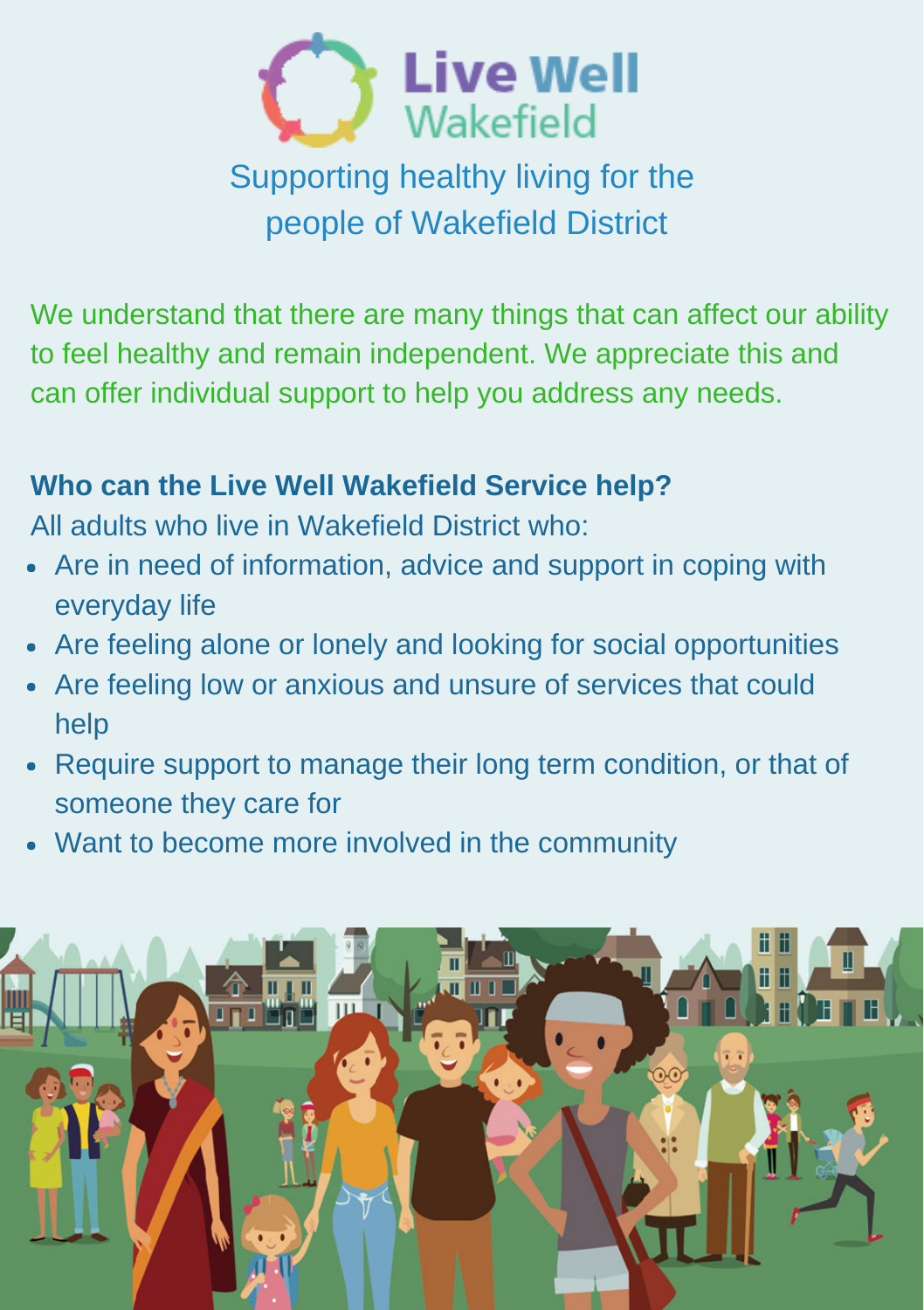# Live Well Wakefield

## Supporting healthy living for the people of Wakefield District

We understand that there are many things that can affect our ability to feel healthy and remain independent. We appreciate this and can offer individual support to help you address any needs.

**Who can the Live Well Wakefield Service help?**

All adults who live in Wakefield District who:

- Are in need of information, advice and support in coping with everyday life
- Are feeling alone or lonely and looking for social opportunities
- Are feeling low or anxious and unsure of services that could help
- Require support to manage their long term condition, or that of someone they care for
- Want to become more involved in the community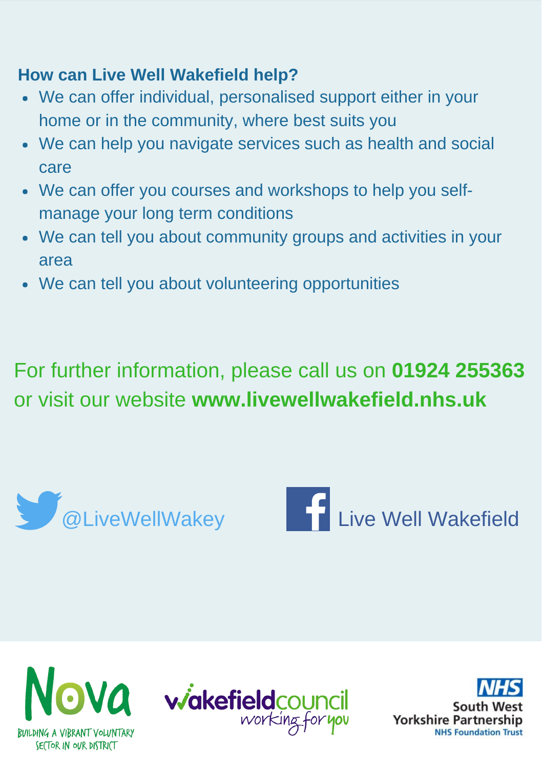### How can Live Well Wakefield help?

- We can offer individual, personalised support either in your home or in the community, where best suits you
- We can help you navigate services such as health and social care
- We can offer you courses and workshops to help you self-manage your long term conditions
- We can tell you about community groups and activities in your area
- We can tell you about volunteering opportunities

For further information, please call us on **01924 255363** or visit our website **www.livewellwakefield.nhs.uk**

@LiveWellWakey

Live Well Wakefield

Nova
BUILDING A VIBRANT VOLUNTARY SECTOR IN OUR DISTRICT

wakefieldcouncil
working for you

NHS
South West Yorkshire Partnership
NHS Foundation Trust